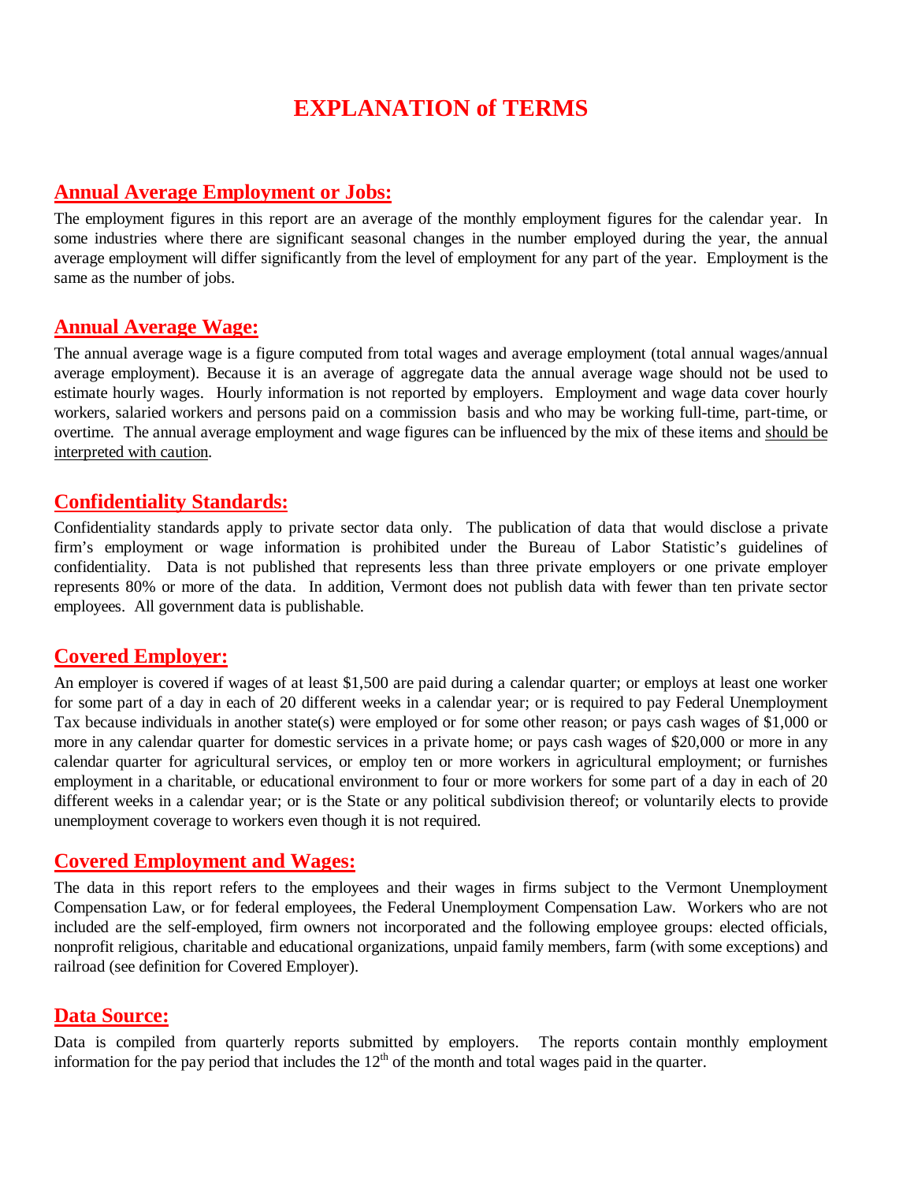# EXPLANATION of TERMS

## Annual Average Employment or Jobs:

The employment figures in this report are an average of the monthly employment figures for the calendar year. In some industries where there are significant seasonal changes in the number employed during the year, the annual average employment will differ significantly from the level of employment for any part of the year. Employment is the same as the number of jobs.

## Annual Average Wage:

The annual average wage is a figure computed from total wages and average employment (total annual wages/annual average employment). Because it is an average of aggregate data the annual average wage should not be used to estimate hourly wages. Hourly information is not reported by employers. Employment and wage data cover hourly workers, salaried workers and persons paid on a commission basis and who may be working full-time, part-time, or overtime. The annual average employment and wage figures can be influenced by the mix of these items and should be interpreted with caution.

## Confidentiality Standards:

Confidentiality standards apply to private sector data only. The publication of data that would disclose a private firm's employment or wage information is prohibited under the Bureau of Labor Statistic's guidelines of confidentiality. Data is not published that represents less than three private employers or one private employer represents 80% or more of the data. In addition, Vermont does not publish data with fewer than ten private sector employees. All government data is publishable.

## Covered Employer:

An employer is covered if wages of at least $1,500 are paid during a calendar quarter; or employs at least one worker for some part of a day in each of 20 different weeks in a calendar year; or is required to pay Federal Unemployment Tax because individuals in another state(s) were employed or for some other reason; or pays cash wages of $1,000 or more in any calendar quarter for domestic services in a private home; or pays cash wages of $20,000 or more in any calendar quarter for agricultural services, or employ ten or more workers in agricultural employment; or furnishes employment in a charitable, or educational environment to four or more workers for some part of a day in each of 20 different weeks in a calendar year; or is the State or any political subdivision thereof; or voluntarily elects to provide unemployment coverage to workers even though it is not required.

## Covered Employment and Wages:

The data in this report refers to the employees and their wages in firms subject to the Vermont Unemployment Compensation Law, or for federal employees, the Federal Unemployment Compensation Law. Workers who are not included are the self-employed, firm owners not incorporated and the following employee groups: elected officials, nonprofit religious, charitable and educational organizations, unpaid family members, farm (with some exceptions) and railroad (see definition for Covered Employer).

## Data Source:

Data is compiled from quarterly reports submitted by employers. The reports contain monthly employment information for the pay period that includes the 12th of the month and total wages paid in the quarter.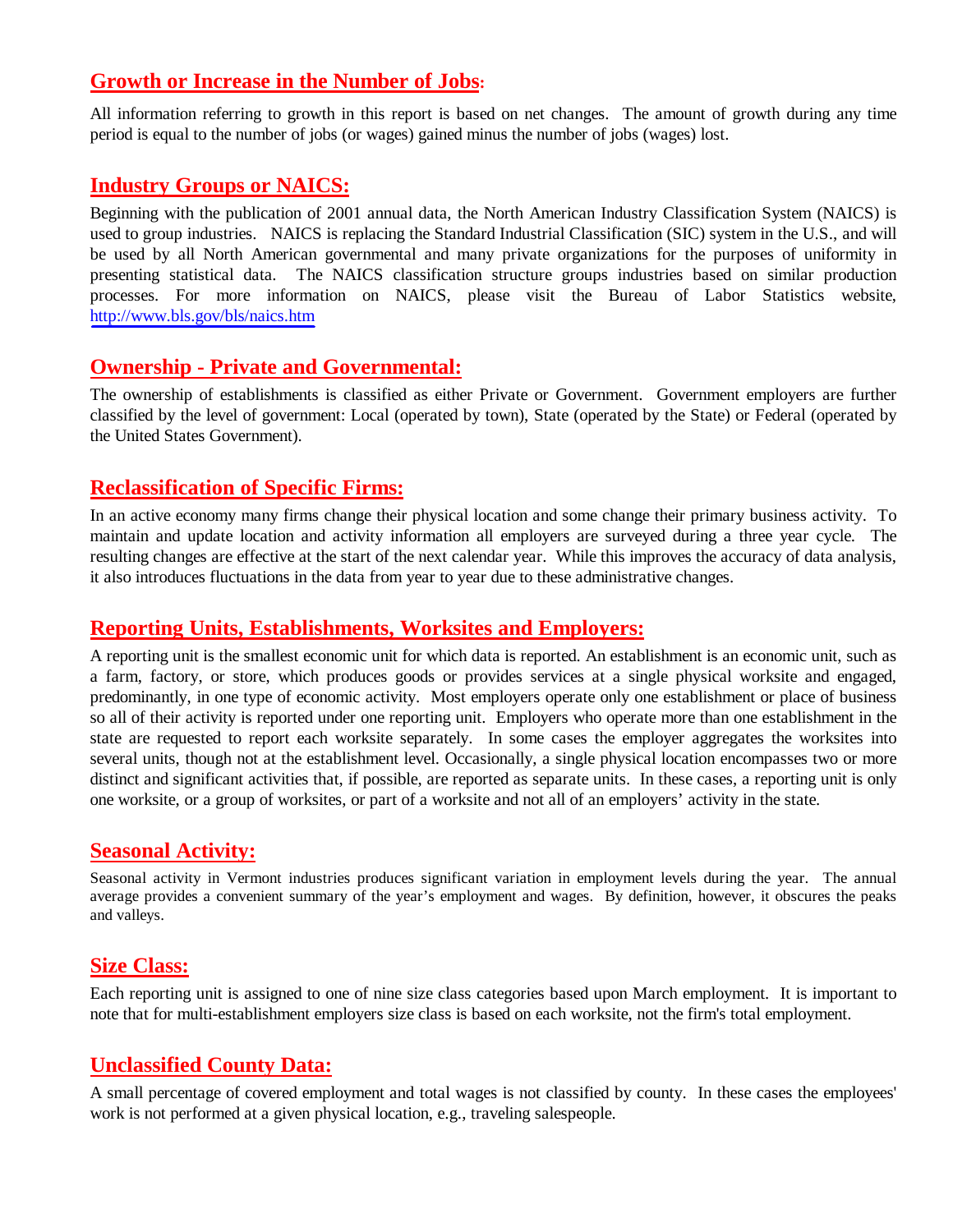## Growth or Increase in the Number of Jobs:

All information referring to growth in this report is based on net changes. The amount of growth during any time period is equal to the number of jobs (or wages) gained minus the number of jobs (wages) lost.

## Industry Groups or NAICS:

Beginning with the publication of 2001 annual data, the North American Industry Classification System (NAICS) is used to group industries. NAICS is replacing the Standard Industrial Classification (SIC) system in the U.S., and will be used by all North American governmental and many private organizations for the purposes of uniformity in presenting statistical data. The NAICS classification structure groups industries based on similar production processes. For more information on NAICS, please visit the Bureau of Labor Statistics website, http://www.bls.gov/bls/naics.htm

## Ownership - Private and Governmental:

The ownership of establishments is classified as either Private or Government. Government employers are further classified by the level of government: Local (operated by town), State (operated by the State) or Federal (operated by the United States Government).

## Reclassification of Specific Firms:

In an active economy many firms change their physical location and some change their primary business activity. To maintain and update location and activity information all employers are surveyed during a three year cycle. The resulting changes are effective at the start of the next calendar year. While this improves the accuracy of data analysis, it also introduces fluctuations in the data from year to year due to these administrative changes.

## Reporting Units, Establishments, Worksites and Employers:

A reporting unit is the smallest economic unit for which data is reported. An establishment is an economic unit, such as a farm, factory, or store, which produces goods or provides services at a single physical worksite and engaged, predominantly, in one type of economic activity. Most employers operate only one establishment or place of business so all of their activity is reported under one reporting unit. Employers who operate more than one establishment in the state are requested to report each worksite separately. In some cases the employer aggregates the worksites into several units, though not at the establishment level. Occasionally, a single physical location encompasses two or more distinct and significant activities that, if possible, are reported as separate units. In these cases, a reporting unit is only one worksite, or a group of worksites, or part of a worksite and not all of an employers' activity in the state.

## Seasonal Activity:

Seasonal activity in Vermont industries produces significant variation in employment levels during the year. The annual average provides a convenient summary of the year's employment and wages. By definition, however, it obscures the peaks and valleys.

## Size Class:

Each reporting unit is assigned to one of nine size class categories based upon March employment. It is important to note that for multi-establishment employers size class is based on each worksite, not the firm's total employment.

## Unclassified County Data:

A small percentage of covered employment and total wages is not classified by county. In these cases the employees' work is not performed at a given physical location, e.g., traveling salespeople.